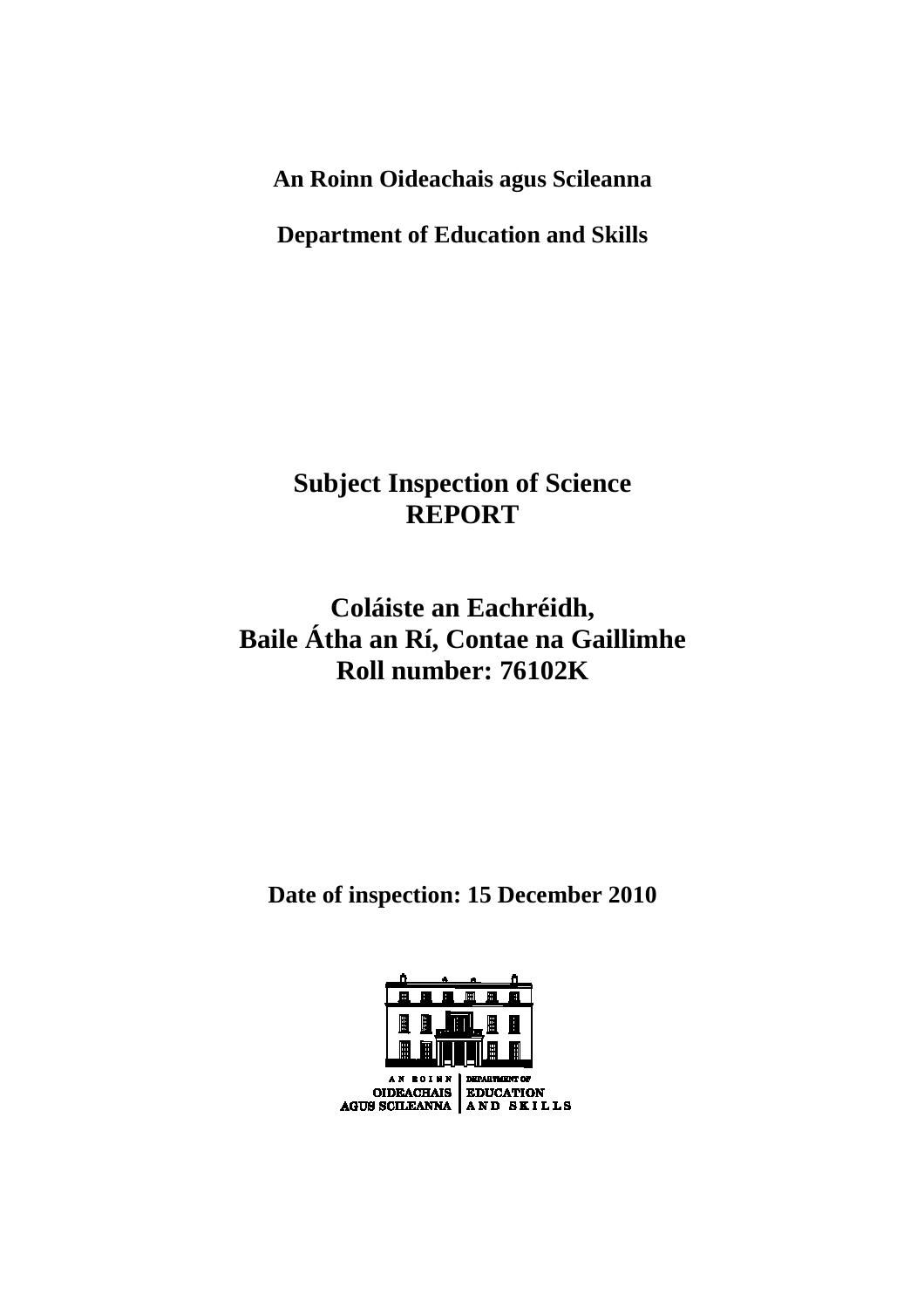**An Roinn Oideachais agus Scileanna**

**Department of Education and Skills**

# Subject Inspection of Science REPORT

# Coláiste an Eachréidh, Baile Átha an Rí, Contae na Gaillimhe Roll number: 76102K

**Date of inspection: 15 December 2010**

AN ROINN OIDEACHAIS AGUS SCILEANNA | DEPARTMENT OF EDUCATION AND SKILLS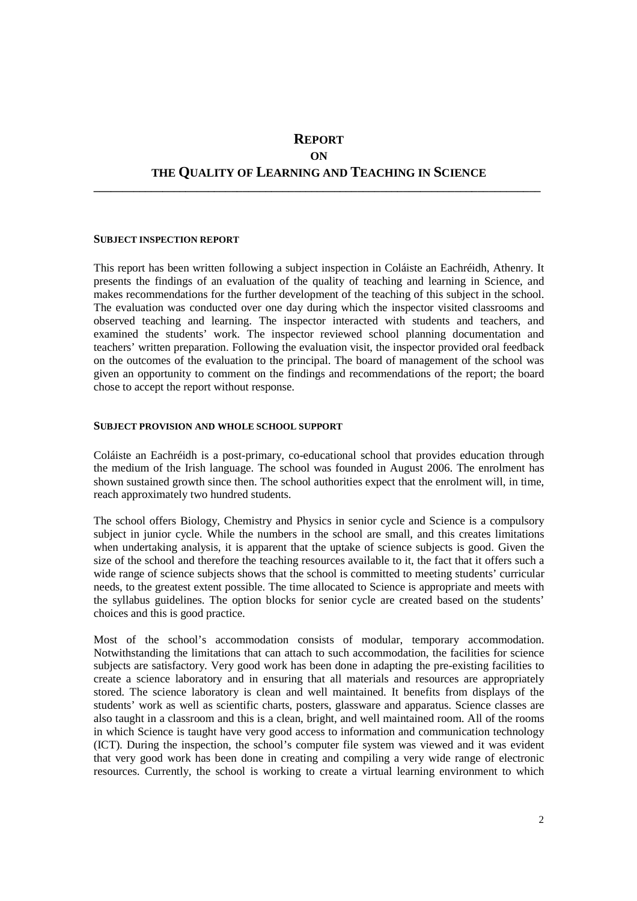# REPORT
## ON
## THE QUALITY OF LEARNING AND TEACHING IN SCIENCE

---

### SUBJECT INSPECTION REPORT

This report has been written following a subject inspection in Coláiste an Eachréidh, Athenry. It presents the findings of an evaluation of the quality of teaching and learning in Science, and makes recommendations for the further development of the teaching of this subject in the school. The evaluation was conducted over one day during which the inspector visited classrooms and observed teaching and learning. The inspector interacted with students and teachers, and examined the students' work. The inspector reviewed school planning documentation and teachers' written preparation. Following the evaluation visit, the inspector provided oral feedback on the outcomes of the evaluation to the principal. The board of management of the school was given an opportunity to comment on the findings and recommendations of the report; the board chose to accept the report without response.

### SUBJECT PROVISION AND WHOLE SCHOOL SUPPORT

Coláiste an Eachréidh is a post-primary, co-educational school that provides education through the medium of the Irish language. The school was founded in August 2006. The enrolment has shown sustained growth since then. The school authorities expect that the enrolment will, in time, reach approximately two hundred students.

The school offers Biology, Chemistry and Physics in senior cycle and Science is a compulsory subject in junior cycle. While the numbers in the school are small, and this creates limitations when undertaking analysis, it is apparent that the uptake of science subjects is good. Given the size of the school and therefore the teaching resources available to it, the fact that it offers such a wide range of science subjects shows that the school is committed to meeting students' curricular needs, to the greatest extent possible. The time allocated to Science is appropriate and meets with the syllabus guidelines. The option blocks for senior cycle are created based on the students' choices and this is good practice.

Most of the school's accommodation consists of modular, temporary accommodation. Notwithstanding the limitations that can attach to such accommodation, the facilities for science subjects are satisfactory. Very good work has been done in adapting the pre-existing facilities to create a science laboratory and in ensuring that all materials and resources are appropriately stored. The science laboratory is clean and well maintained. It benefits from displays of the students' work as well as scientific charts, posters, glassware and apparatus. Science classes are also taught in a classroom and this is a clean, bright, and well maintained room. All of the rooms in which Science is taught have very good access to information and communication technology (ICT). During the inspection, the school's computer file system was viewed and it was evident that very good work has been done in creating and compiling a very wide range of electronic resources. Currently, the school is working to create a virtual learning environment to which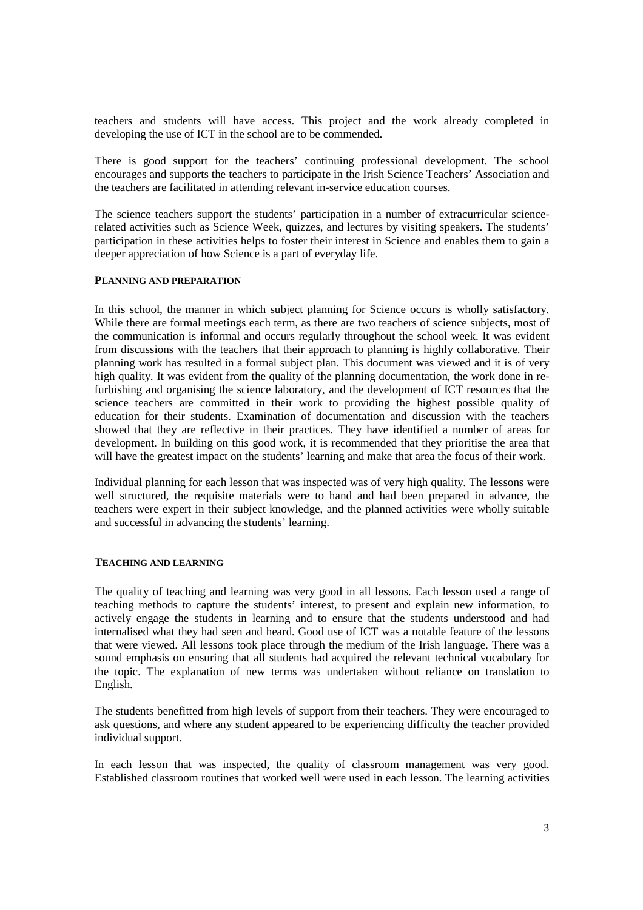teachers and students will have access. This project and the work already completed in developing the use of ICT in the school are to be commended.

There is good support for the teachers' continuing professional development. The school encourages and supports the teachers to participate in the Irish Science Teachers' Association and the teachers are facilitated in attending relevant in-service education courses.

The science teachers support the students' participation in a number of extracurricular science-related activities such as Science Week, quizzes, and lectures by visiting speakers. The students' participation in these activities helps to foster their interest in Science and enables them to gain a deeper appreciation of how Science is a part of everyday life.

## PLANNING AND PREPARATION

In this school, the manner in which subject planning for Science occurs is wholly satisfactory. While there are formal meetings each term, as there are two teachers of science subjects, most of the communication is informal and occurs regularly throughout the school week. It was evident from discussions with the teachers that their approach to planning is highly collaborative. Their planning work has resulted in a formal subject plan. This document was viewed and it is of very high quality. It was evident from the quality of the planning documentation, the work done in re-furbishing and organising the science laboratory, and the development of ICT resources that the science teachers are committed in their work to providing the highest possible quality of education for their students. Examination of documentation and discussion with the teachers showed that they are reflective in their practices. They have identified a number of areas for development. In building on this good work, it is recommended that they prioritise the area that will have the greatest impact on the students' learning and make that area the focus of their work.

Individual planning for each lesson that was inspected was of very high quality. The lessons were well structured, the requisite materials were to hand and had been prepared in advance, the teachers were expert in their subject knowledge, and the planned activities were wholly suitable and successful in advancing the students' learning.

## TEACHING AND LEARNING

The quality of teaching and learning was very good in all lessons. Each lesson used a range of teaching methods to capture the students' interest, to present and explain new information, to actively engage the students in learning and to ensure that the students understood and had internalised what they had seen and heard. Good use of ICT was a notable feature of the lessons that were viewed. All lessons took place through the medium of the Irish language. There was a sound emphasis on ensuring that all students had acquired the relevant technical vocabulary for the topic. The explanation of new terms was undertaken without reliance on translation to English.

The students benefitted from high levels of support from their teachers. They were encouraged to ask questions, and where any student appeared to be experiencing difficulty the teacher provided individual support.

In each lesson that was inspected, the quality of classroom management was very good. Established classroom routines that worked well were used in each lesson. The learning activities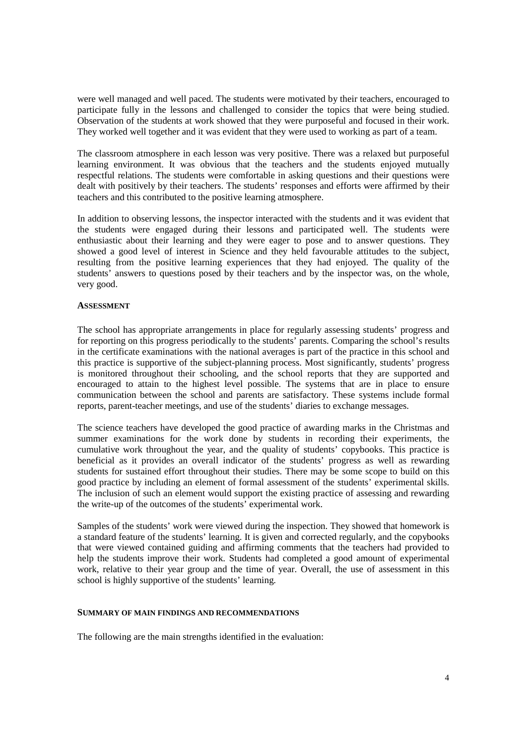were well managed and well paced. The students were motivated by their teachers, encouraged to participate fully in the lessons and challenged to consider the topics that were being studied. Observation of the students at work showed that they were purposeful and focused in their work. They worked well together and it was evident that they were used to working as part of a team.

The classroom atmosphere in each lesson was very positive. There was a relaxed but purposeful learning environment. It was obvious that the teachers and the students enjoyed mutually respectful relations. The students were comfortable in asking questions and their questions were dealt with positively by their teachers. The students' responses and efforts were affirmed by their teachers and this contributed to the positive learning atmosphere.

In addition to observing lessons, the inspector interacted with the students and it was evident that the students were engaged during their lessons and participated well. The students were enthusiastic about their learning and they were eager to pose and to answer questions. They showed a good level of interest in Science and they held favourable attitudes to the subject, resulting from the positive learning experiences that they had enjoyed. The quality of the students' answers to questions posed by their teachers and by the inspector was, on the whole, very good.

## Assessment

The school has appropriate arrangements in place for regularly assessing students' progress and for reporting on this progress periodically to the students' parents. Comparing the school's results in the certificate examinations with the national averages is part of the practice in this school and this practice is supportive of the subject-planning process. Most significantly, students' progress is monitored throughout their schooling, and the school reports that they are supported and encouraged to attain to the highest level possible. The systems that are in place to ensure communication between the school and parents are satisfactory. These systems include formal reports, parent-teacher meetings, and use of the students' diaries to exchange messages.

The science teachers have developed the good practice of awarding marks in the Christmas and summer examinations for the work done by students in recording their experiments, the cumulative work throughout the year, and the quality of students' copybooks. This practice is beneficial as it provides an overall indicator of the students' progress as well as rewarding students for sustained effort throughout their studies. There may be some scope to build on this good practice by including an element of formal assessment of the students' experimental skills. The inclusion of such an element would support the existing practice of assessing and rewarding the write-up of the outcomes of the students' experimental work.

Samples of the students' work were viewed during the inspection. They showed that homework is a standard feature of the students' learning. It is given and corrected regularly, and the copybooks that were viewed contained guiding and affirming comments that the teachers had provided to help the students improve their work. Students had completed a good amount of experimental work, relative to their year group and the time of year. Overall, the use of assessment in this school is highly supportive of the students' learning.

## Summary of Main Findings and Recommendations

The following are the main strengths identified in the evaluation: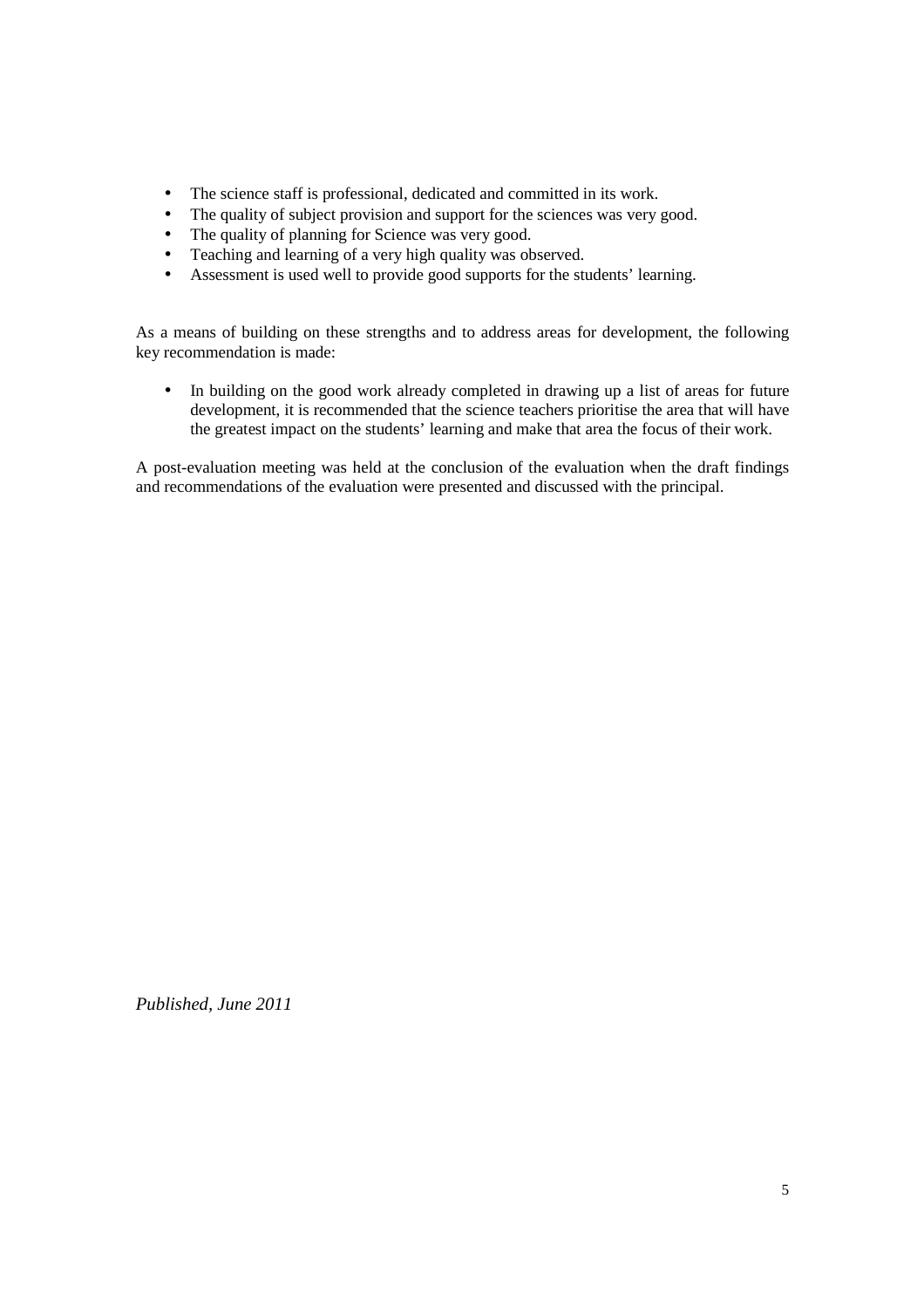- The science staff is professional, dedicated and committed in its work.
- The quality of subject provision and support for the sciences was very good.
- The quality of planning for Science was very good.
- Teaching and learning of a very high quality was observed.
- Assessment is used well to provide good supports for the students' learning.

As a means of building on these strengths and to address areas for development, the following key recommendation is made:

- In building on the good work already completed in drawing up a list of areas for future development, it is recommended that the science teachers prioritise the area that will have the greatest impact on the students' learning and make that area the focus of their work.

A post-evaluation meeting was held at the conclusion of the evaluation when the draft findings and recommendations of the evaluation were presented and discussed with the principal.

*Published, June 2011*